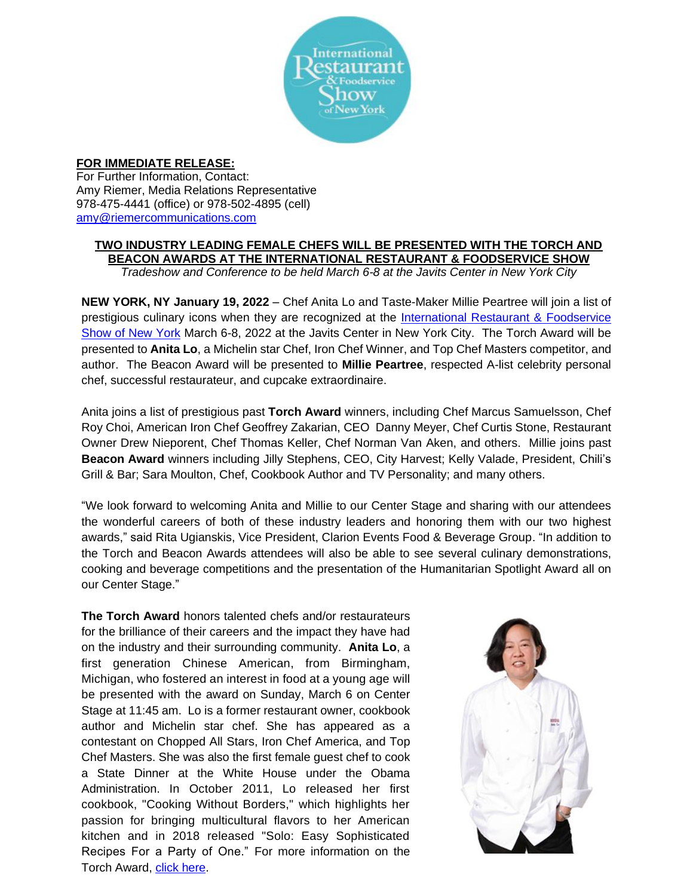**FOR IMMEDIATE RELEASE:**
For Further Information, Contact:
Amy Riemer, Media Relations Representative
978-475-4441 (office) or 978-502-4895 (cell)
amy@riemercommunications.com

## TWO INDUSTRY LEADING FEMALE CHEFS WILL BE PRESENTED WITH THE TORCH AND BEACON AWARDS AT THE INTERNATIONAL RESTAURANT & FOODSERVICE SHOW

*Tradeshow and Conference to be held March 6-8 at the Javits Center in New York City*

**NEW YORK, NY January 19, 2022** – Chef Anita Lo and Taste-Maker Millie Peartree will join a list of prestigious culinary icons when they are recognized at the International Restaurant & Foodservice Show of New York March 6-8, 2022 at the Javits Center in New York City. The Torch Award will be presented to **Anita Lo**, a Michelin star Chef, Iron Chef Winner, and Top Chef Masters competitor, and author. The Beacon Award will be presented to **Millie Peartree**, respected A-list celebrity personal chef, successful restaurateur, and cupcake extraordinaire.

Anita joins a list of prestigious past **Torch Award** winners, including Chef Marcus Samuelsson, Chef Roy Choi, American Iron Chef Geoffrey Zakarian, CEO Danny Meyer, Chef Curtis Stone, Restaurant Owner Drew Nieporent, Chef Thomas Keller, Chef Norman Van Aken, and others. Millie joins past **Beacon Award** winners including Jilly Stephens, CEO, City Harvest; Kelly Valade, President, Chili's Grill & Bar; Sara Moulton, Chef, Cookbook Author and TV Personality; and many others.

"We look forward to welcoming Anita and Millie to our Center Stage and sharing with our attendees the wonderful careers of both of these industry leaders and honoring them with our two highest awards," said Rita Ugianskis, Vice President, Clarion Events Food & Beverage Group. "In addition to the Torch and Beacon Awards attendees will also be able to see several culinary demonstrations, cooking and beverage competitions and the presentation of the Humanitarian Spotlight Award all on our Center Stage."

**The Torch Award** honors talented chefs and/or restaurateurs for the brilliance of their careers and the impact they have had on the industry and their surrounding community. **Anita Lo**, a first generation Chinese American, from Birmingham, Michigan, who fostered an interest in food at a young age will be presented with the award on Sunday, March 6 on Center Stage at 11:45 am. Lo is a former restaurant owner, cookbook author and Michelin star chef. She has appeared as a contestant on Chopped All Stars, Iron Chef America, and Top Chef Masters. She was also the first female guest chef to cook a State Dinner at the White House under the Obama Administration. In October 2011, Lo released her first cookbook, "Cooking Without Borders," which highlights her passion for bringing multicultural flavors to her American kitchen and in 2018 released "Solo: Easy Sophisticated Recipes For a Party of One." For more information on the Torch Award, click here.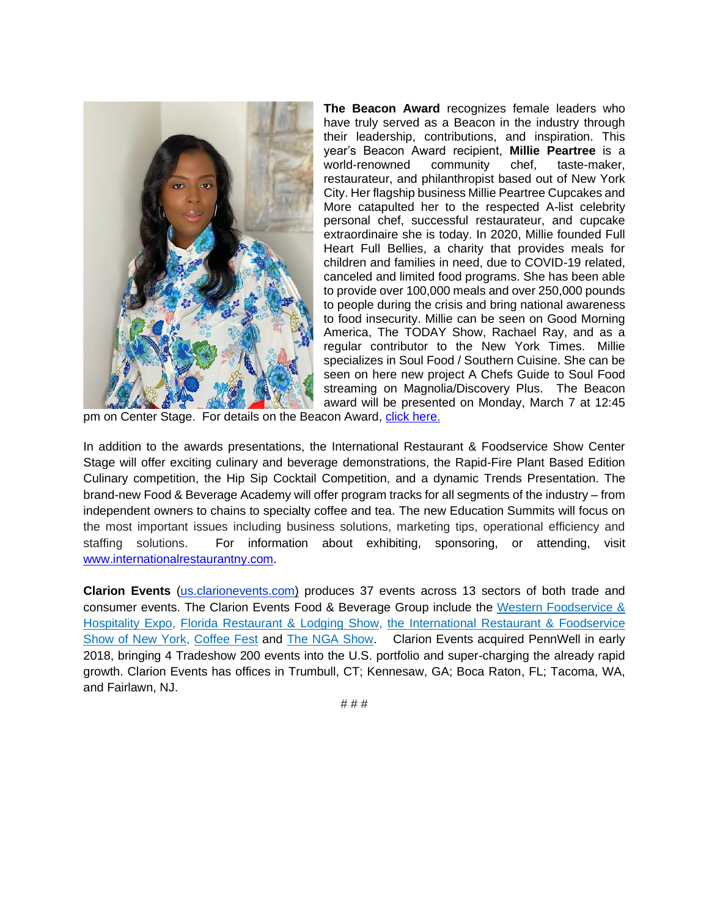**The Beacon Award** recognizes female leaders who have truly served as a Beacon in the industry through their leadership, contributions, and inspiration. This year's Beacon Award recipient, **Millie Peartree** is a world-renowned community chef, taste-maker, restaurateur, and philanthropist based out of New York City. Her flagship business Millie Peartree Cupcakes and More catapulted her to the respected A-list celebrity personal chef, successful restaurateur, and cupcake extraordinaire she is today. In 2020, Millie founded Full Heart Full Bellies, a charity that provides meals for children and families in need, due to COVID-19 related, canceled and limited food programs. She has been able to provide over 100,000 meals and over 250,000 pounds to people during the crisis and bring national awareness to food insecurity. Millie can be seen on Good Morning America, The TODAY Show, Rachael Ray, and as a regular contributor to the New York Times. Millie specializes in Soul Food / Southern Cuisine. She can be seen on here new project A Chefs Guide to Soul Food streaming on Magnolia/Discovery Plus. The Beacon award will be presented on Monday, March 7 at 12:45 pm on Center Stage. For details on the Beacon Award, [click here.](click here.)

In addition to the awards presentations, the International Restaurant & Foodservice Show Center Stage will offer exciting culinary and beverage demonstrations, the Rapid-Fire Plant Based Edition Culinary competition, the Hip Sip Cocktail Competition, and a dynamic Trends Presentation. The brand-new Food & Beverage Academy will offer program tracks for all segments of the industry – from independent owners to chains to specialty coffee and tea. The new Education Summits will focus on the most important issues including business solutions, marketing tips, operational efficiency and staffing solutions. For information about exhibiting, sponsoring, or attending, visit www.internationalrestaurantny.com.

**Clarion Events** (us.clarionevents.com) produces 37 events across 13 sectors of both trade and consumer events. The Clarion Events Food & Beverage Group include the Western Foodservice & Hospitality Expo, Florida Restaurant & Lodging Show, the International Restaurant & Foodservice Show of New York, Coffee Fest and The NGA Show. Clarion Events acquired PennWell in early 2018, bringing 4 Tradeshow 200 events into the U.S. portfolio and super-charging the already rapid growth. Clarion Events has offices in Trumbull, CT; Kennesaw, GA; Boca Raton, FL; Tacoma, WA, and Fairlawn, NJ.

# # #